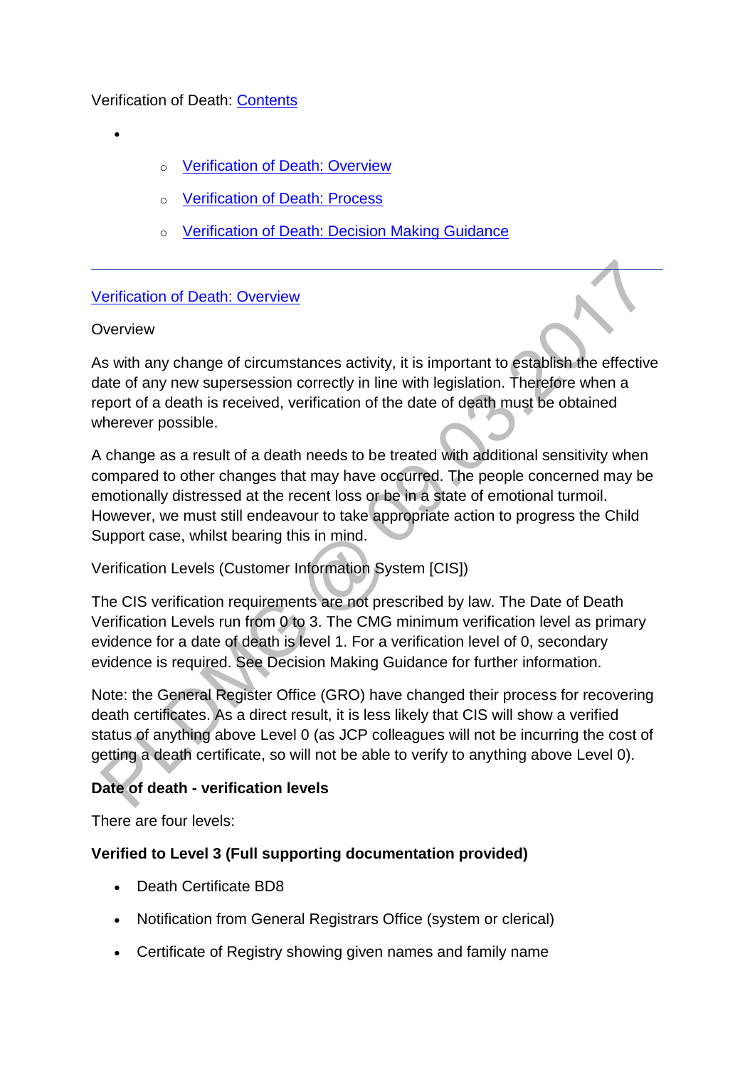Verification of Death: [Contents]

- 
  - [Verification of Death: Overview]
  - [Verification of Death: Process]
  - [Verification of Death: Decision Making Guidance]

---

[Verification of Death: Overview]

Overview

As with any change of circumstances activity, it is important to establish the effective date of any new supersession correctly in line with legislation. Therefore when a report of a death is received, verification of the date of death must be obtained wherever possible.

A change as a result of a death needs to be treated with additional sensitivity when compared to other changes that may have occurred. The people concerned may be emotionally distressed at the recent loss or be in a state of emotional turmoil. However, we must still endeavour to take appropriate action to progress the Child Support case, whilst bearing this in mind.

Verification Levels (Customer Information System [CIS])

The CIS verification requirements are not prescribed by law. The Date of Death Verification Levels run from 0 to 3. The CMG minimum verification level as primary evidence for a date of death is level 1. For a verification level of 0, secondary evidence is required. See Decision Making Guidance for further information.

Note: the General Register Office (GRO) have changed their process for recovering death certificates. As a direct result, it is less likely that CIS will show a verified status of anything above Level 0 (as JCP colleagues will not be incurring the cost of getting a death certificate, so will not be able to verify to anything above Level 0).

**Date of death - verification levels**

There are four levels:

**Verified to Level 3 (Full supporting documentation provided)**

- Death Certificate BD8
- Notification from General Registrars Office (system or clerical)
- Certificate of Registry showing given names and family name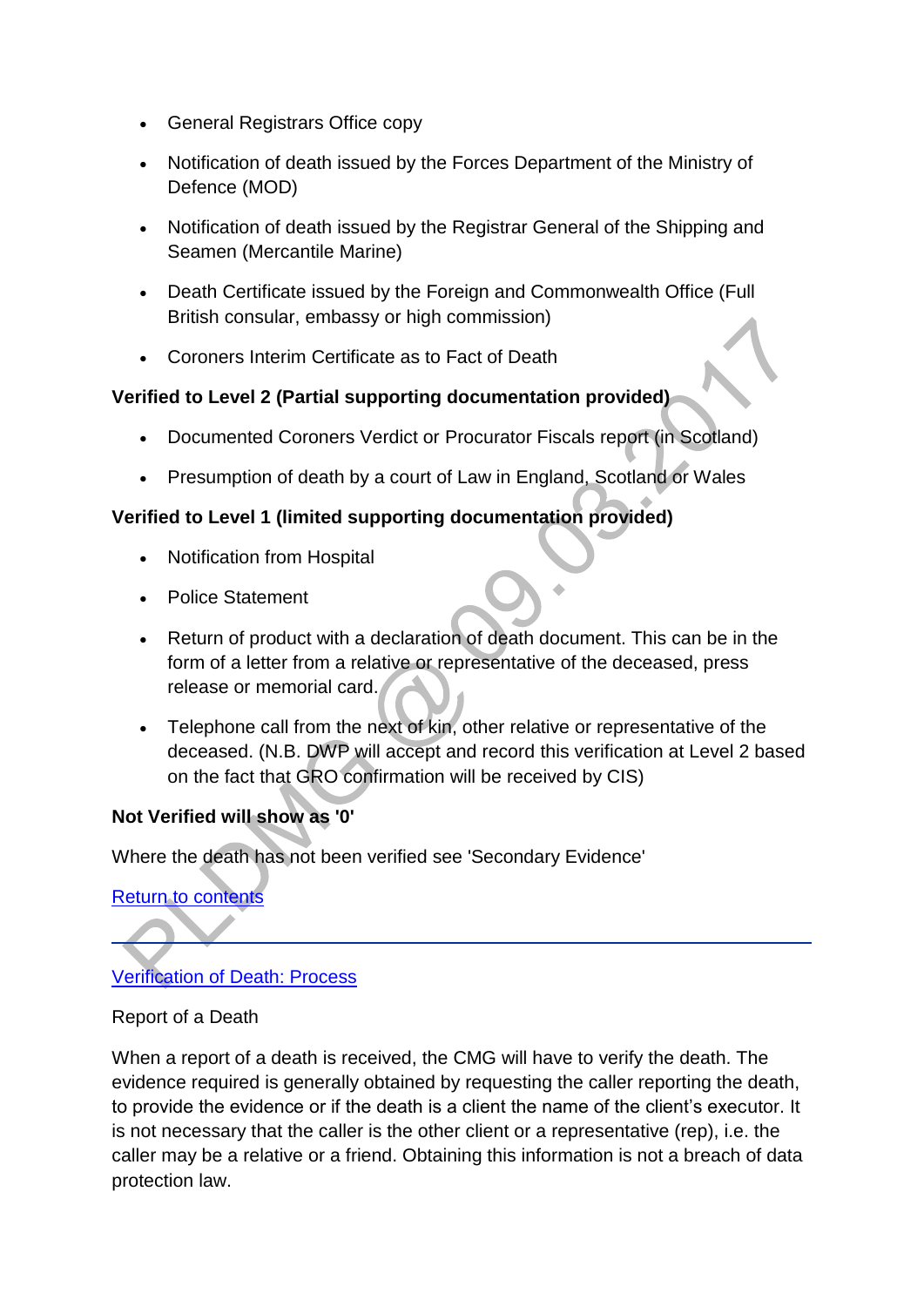- General Registrars Office copy
- Notification of death issued by the Forces Department of the Ministry of Defence (MOD)
- Notification of death issued by the Registrar General of the Shipping and Seamen (Mercantile Marine)
- Death Certificate issued by the Foreign and Commonwealth Office (Full British consular, embassy or high commission)
- Coroners Interim Certificate as to Fact of Death

**Verified to Level 2 (Partial supporting documentation provided)**

- Documented Coroners Verdict or Procurator Fiscals report (in Scotland)
- Presumption of death by a court of Law in England, Scotland or Wales

**Verified to Level 1 (limited supporting documentation provided)**

- Notification from Hospital
- Police Statement
- Return of product with a declaration of death document. This can be in the form of a letter from a relative or representative of the deceased, press release or memorial card.
- Telephone call from the next of kin, other relative or representative of the deceased. (N.B. DWP will accept and record this verification at Level 2 based on the fact that GRO confirmation will be received by CIS)

**Not Verified will show as '0'**

Where the death has not been verified see 'Secondary Evidence'

Return to contents

---

## Verification of Death: Process

Report of a Death

When a report of a death is received, the CMG will have to verify the death. The evidence required is generally obtained by requesting the caller reporting the death, to provide the evidence or if the death is a client the name of the client's executor. It is not necessary that the caller is the other client or a representative (rep), i.e. the caller may be a relative or a friend. Obtaining this information is not a breach of data protection law.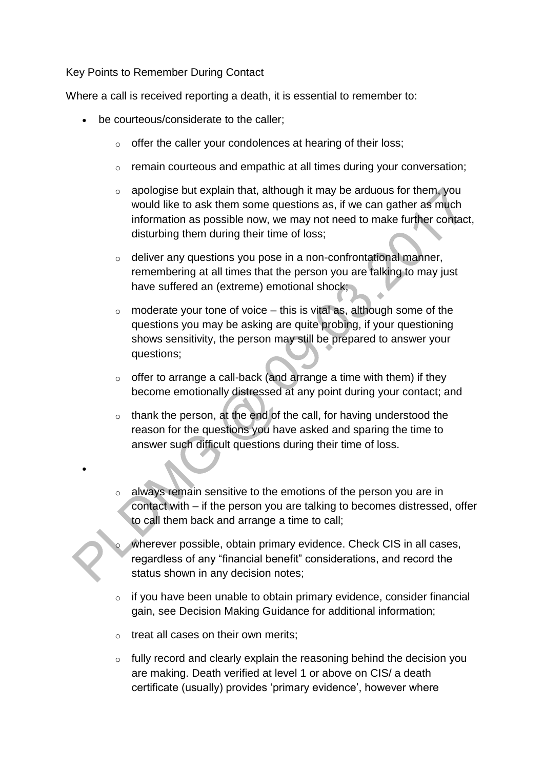Key Points to Remember During Contact

Where a call is received reporting a death, it is essential to remember to:

- be courteous/considerate to the caller;
    - offer the caller your condolences at hearing of their loss;
    - remain courteous and empathic at all times during your conversation;
    - apologise but explain that, although it may be arduous for them, you would like to ask them some questions as, if we can gather as much information as possible now, we may not need to make further contact, disturbing them during their time of loss;
    - deliver any questions you pose in a non-confrontational manner, remembering at all times that the person you are talking to may just have suffered an (extreme) emotional shock;
    - moderate your tone of voice – this is vital as, although some of the questions you may be asking are quite probing, if your questioning shows sensitivity, the person may still be prepared to answer your questions;
    - offer to arrange a call-back (and arrange a time with them) if they become emotionally distressed at any point during your contact; and
    - thank the person, at the end of the call, for having understood the reason for the questions you have asked and sparing the time to answer such difficult questions during their time of loss.
- 
    - always remain sensitive to the emotions of the person you are in contact with – if the person you are talking to becomes distressed, offer to call them back and arrange a time to call;
    - wherever possible, obtain primary evidence. Check CIS in all cases, regardless of any "financial benefit" considerations, and record the status shown in any decision notes;
    - if you have been unable to obtain primary evidence, consider financial gain, see Decision Making Guidance for additional information;
    - treat all cases on their own merits;
    - fully record and clearly explain the reasoning behind the decision you are making. Death verified at level 1 or above on CIS/ a death certificate (usually) provides 'primary evidence', however where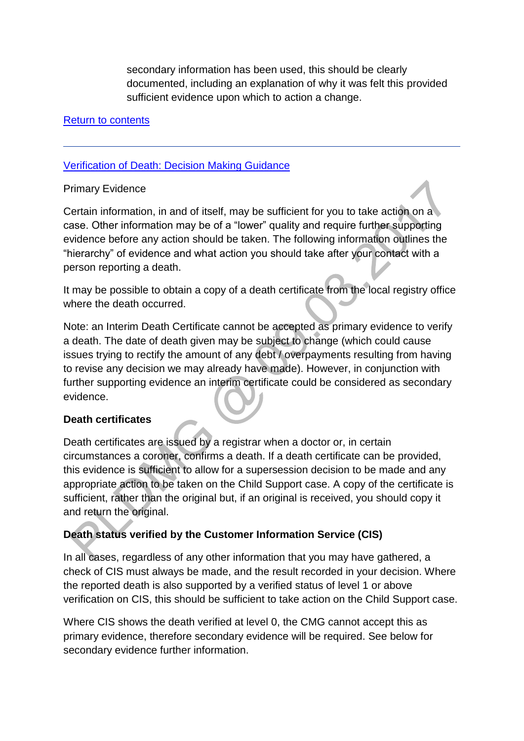secondary information has been used, this should be clearly documented, including an explanation of why it was felt this provided sufficient evidence upon which to action a change.

[Return to contents](#)

---

[Verification of Death: Decision Making Guidance](#)

Primary Evidence

Certain information, in and of itself, may be sufficient for you to take action on a case. Other information may be of a "lower" quality and require further supporting evidence before any action should be taken. The following information outlines the "hierarchy" of evidence and what action you should take after your contact with a person reporting a death.

It may be possible to obtain a copy of a death certificate from the local registry office where the death occurred.

Note: an Interim Death Certificate cannot be accepted as primary evidence to verify a death. The date of death given may be subject to change (which could cause issues trying to rectify the amount of any debt / overpayments resulting from having to revise any decision we may already have made). However, in conjunction with further supporting evidence an interim certificate could be considered as secondary evidence.

**Death certificates**

Death certificates are issued by a registrar when a doctor or, in certain circumstances a coroner, confirms a death. If a death certificate can be provided, this evidence is sufficient to allow for a supersession decision to be made and any appropriate action to be taken on the Child Support case. A copy of the certificate is sufficient, rather than the original but, if an original is received, you should copy it and return the original.

**Death status verified by the Customer Information Service (CIS)**

In all cases, regardless of any other information that you may have gathered, a check of CIS must always be made, and the result recorded in your decision. Where the reported death is also supported by a verified status of level 1 or above verification on CIS, this should be sufficient to take action on the Child Support case.

Where CIS shows the death verified at level 0, the CMG cannot accept this as primary evidence, therefore secondary evidence will be required. See below for secondary evidence further information.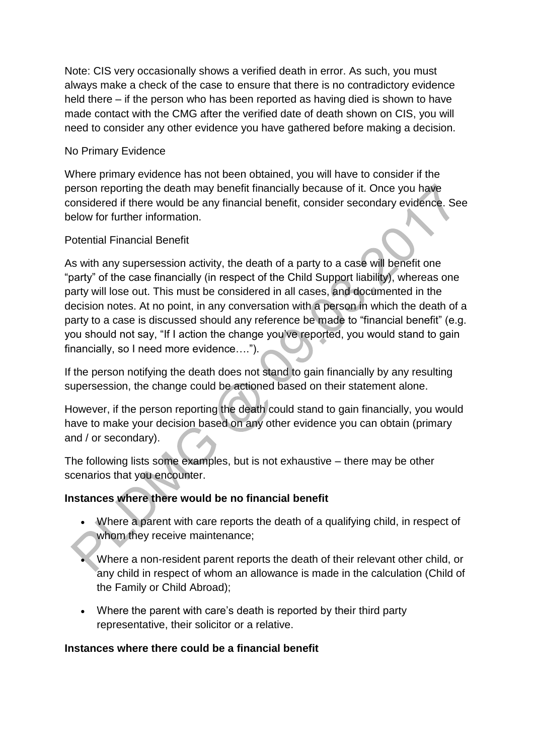Note: CIS very occasionally shows a verified death in error. As such, you must always make a check of the case to ensure that there is no contradictory evidence held there – if the person who has been reported as having died is shown to have made contact with the CMG after the verified date of death shown on CIS, you will need to consider any other evidence you have gathered before making a decision.

No Primary Evidence

Where primary evidence has not been obtained, you will have to consider if the person reporting the death may benefit financially because of it. Once you have considered if there would be any financial benefit, consider secondary evidence. See below for further information.

Potential Financial Benefit

As with any supersession activity, the death of a party to a case will benefit one "party" of the case financially (in respect of the Child Support liability), whereas one party will lose out. This must be considered in all cases, and documented in the decision notes. At no point, in any conversation with a person in which the death of a party to a case is discussed should any reference be made to "financial benefit" (e.g. you should not say, "If I action the change you've reported, you would stand to gain financially, so I need more evidence….").

If the person notifying the death does not stand to gain financially by any resulting supersession, the change could be actioned based on their statement alone.

However, if the person reporting the death could stand to gain financially, you would have to make your decision based on any other evidence you can obtain (primary and / or secondary).

The following lists some examples, but is not exhaustive – there may be other scenarios that you encounter.

**Instances where there would be no financial benefit**

- Where a parent with care reports the death of a qualifying child, in respect of whom they receive maintenance;
- Where a non-resident parent reports the death of their relevant other child, or any child in respect of whom an allowance is made in the calculation (Child of the Family or Child Abroad);
- Where the parent with care's death is reported by their third party representative, their solicitor or a relative.

**Instances where there could be a financial benefit**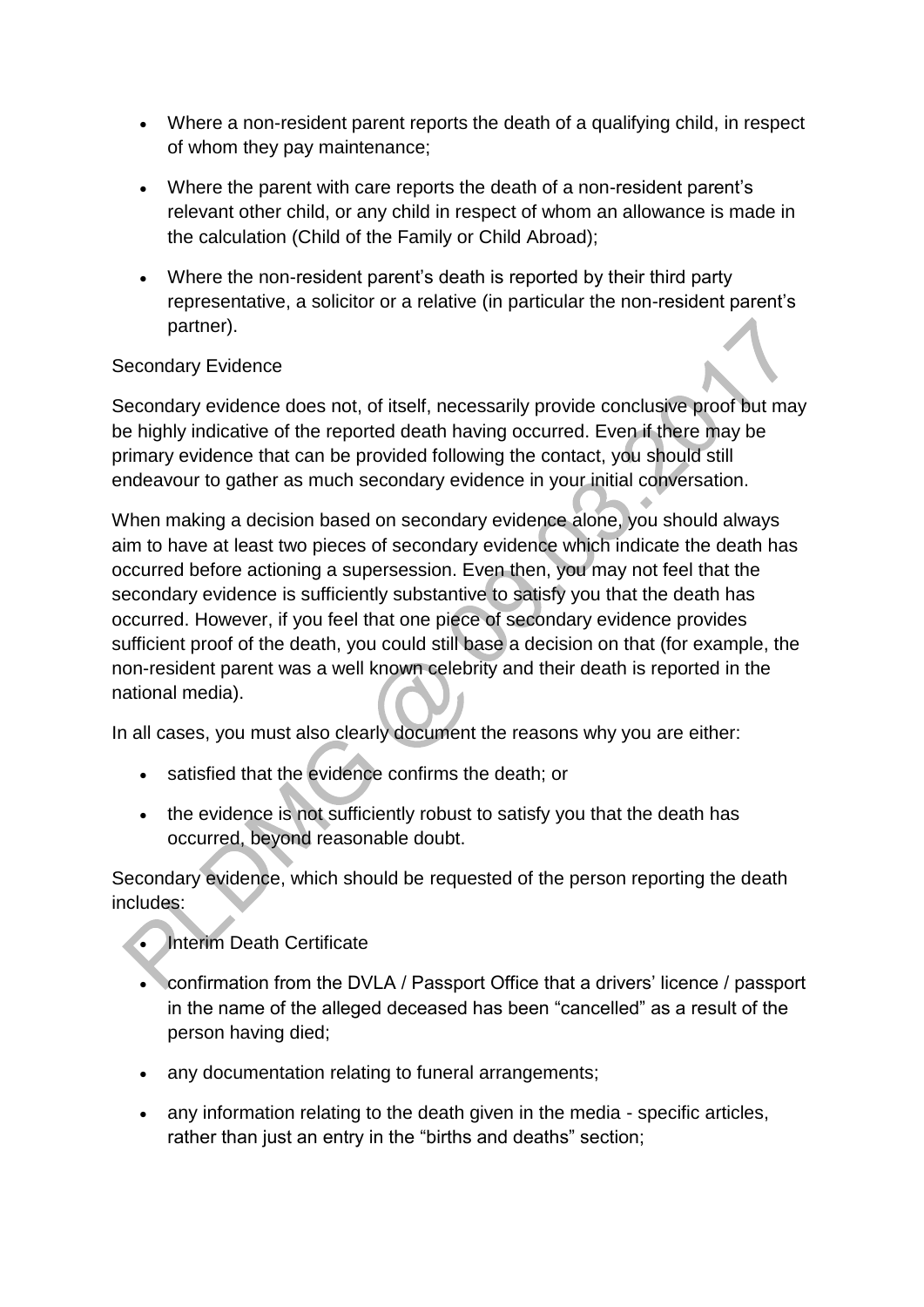- Where a non-resident parent reports the death of a qualifying child, in respect of whom they pay maintenance;
- Where the parent with care reports the death of a non-resident parent's relevant other child, or any child in respect of whom an allowance is made in the calculation (Child of the Family or Child Abroad);
- Where the non-resident parent's death is reported by their third party representative, a solicitor or a relative (in particular the non-resident parent's partner).

Secondary Evidence

Secondary evidence does not, of itself, necessarily provide conclusive proof but may be highly indicative of the reported death having occurred. Even if there may be primary evidence that can be provided following the contact, you should still endeavour to gather as much secondary evidence in your initial conversation.

When making a decision based on secondary evidence alone, you should always aim to have at least two pieces of secondary evidence which indicate the death has occurred before actioning a supersession. Even then, you may not feel that the secondary evidence is sufficiently substantive to satisfy you that the death has occurred. However, if you feel that one piece of secondary evidence provides sufficient proof of the death, you could still base a decision on that (for example, the non-resident parent was a well known celebrity and their death is reported in the national media).

In all cases, you must also clearly document the reasons why you are either:

- satisfied that the evidence confirms the death; or
- the evidence is not sufficiently robust to satisfy you that the death has occurred, beyond reasonable doubt.

Secondary evidence, which should be requested of the person reporting the death includes:

- Interim Death Certificate
- confirmation from the DVLA / Passport Office that a drivers' licence / passport in the name of the alleged deceased has been "cancelled" as a result of the person having died;
- any documentation relating to funeral arrangements;
- any information relating to the death given in the media - specific articles, rather than just an entry in the "births and deaths" section;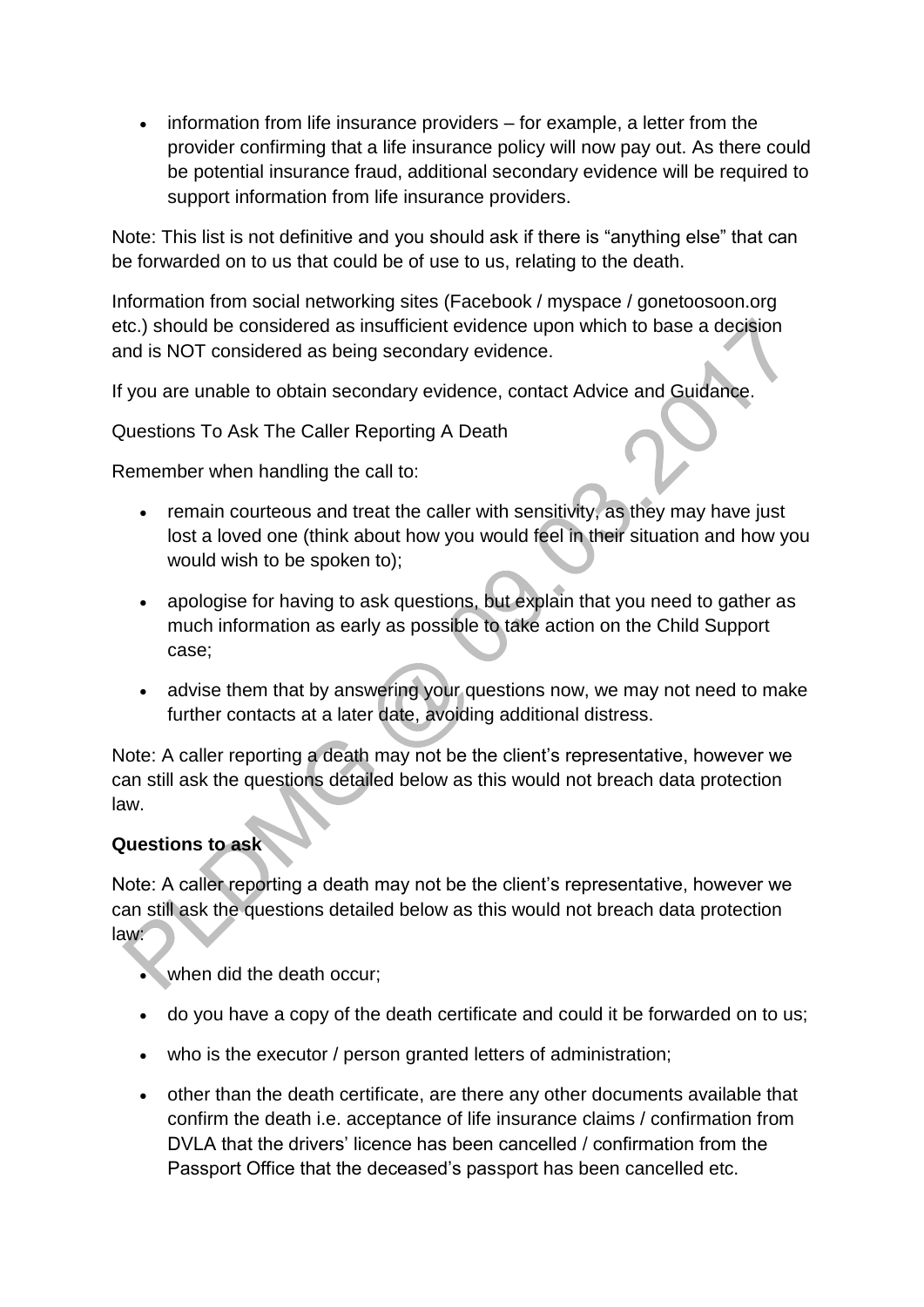- information from life insurance providers – for example, a letter from the provider confirming that a life insurance policy will now pay out. As there could be potential insurance fraud, additional secondary evidence will be required to support information from life insurance providers.

Note: This list is not definitive and you should ask if there is "anything else" that can be forwarded on to us that could be of use to us, relating to the death.

Information from social networking sites (Facebook / myspace / gonetoosoon.org etc.) should be considered as insufficient evidence upon which to base a decision and is NOT considered as being secondary evidence.

If you are unable to obtain secondary evidence, contact Advice and Guidance.

Questions To Ask The Caller Reporting A Death

Remember when handling the call to:

- remain courteous and treat the caller with sensitivity, as they may have just lost a loved one (think about how you would feel in their situation and how you would wish to be spoken to);
- apologise for having to ask questions, but explain that you need to gather as much information as early as possible to take action on the Child Support case;
- advise them that by answering your questions now, we may not need to make further contacts at a later date, avoiding additional distress.

Note: A caller reporting a death may not be the client's representative, however we can still ask the questions detailed below as this would not breach data protection law.

**Questions to ask**

Note: A caller reporting a death may not be the client's representative, however we can still ask the questions detailed below as this would not breach data protection law:

- when did the death occur;
- do you have a copy of the death certificate and could it be forwarded on to us;
- who is the executor / person granted letters of administration;
- other than the death certificate, are there any other documents available that confirm the death i.e. acceptance of life insurance claims / confirmation from DVLA that the drivers' licence has been cancelled / confirmation from the Passport Office that the deceased's passport has been cancelled etc.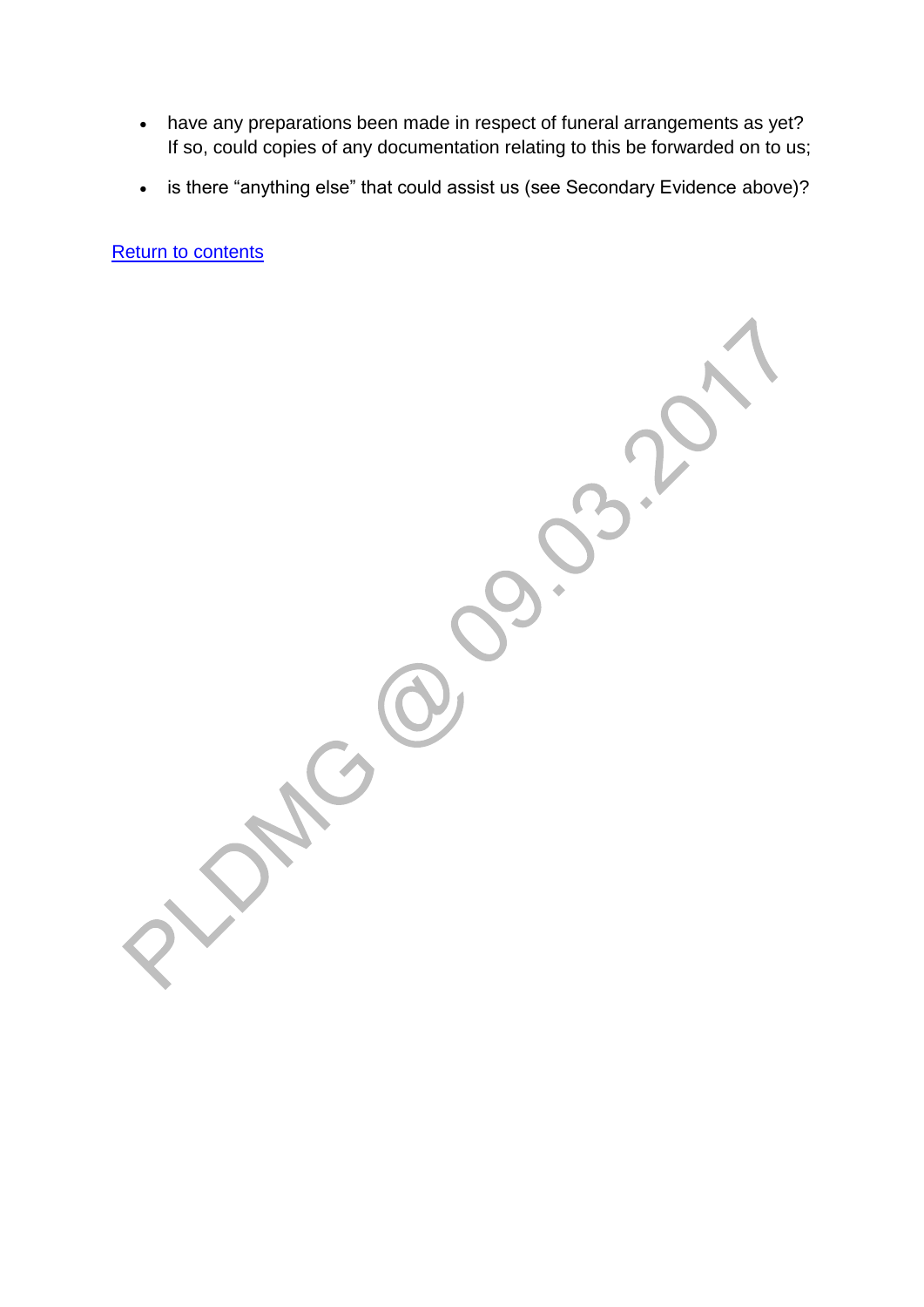- have any preparations been made in respect of funeral arrangements as yet? If so, could copies of any documentation relating to this be forwarded on to us;
- is there "anything else" that could assist us (see Secondary Evidence above)?

Return to contents